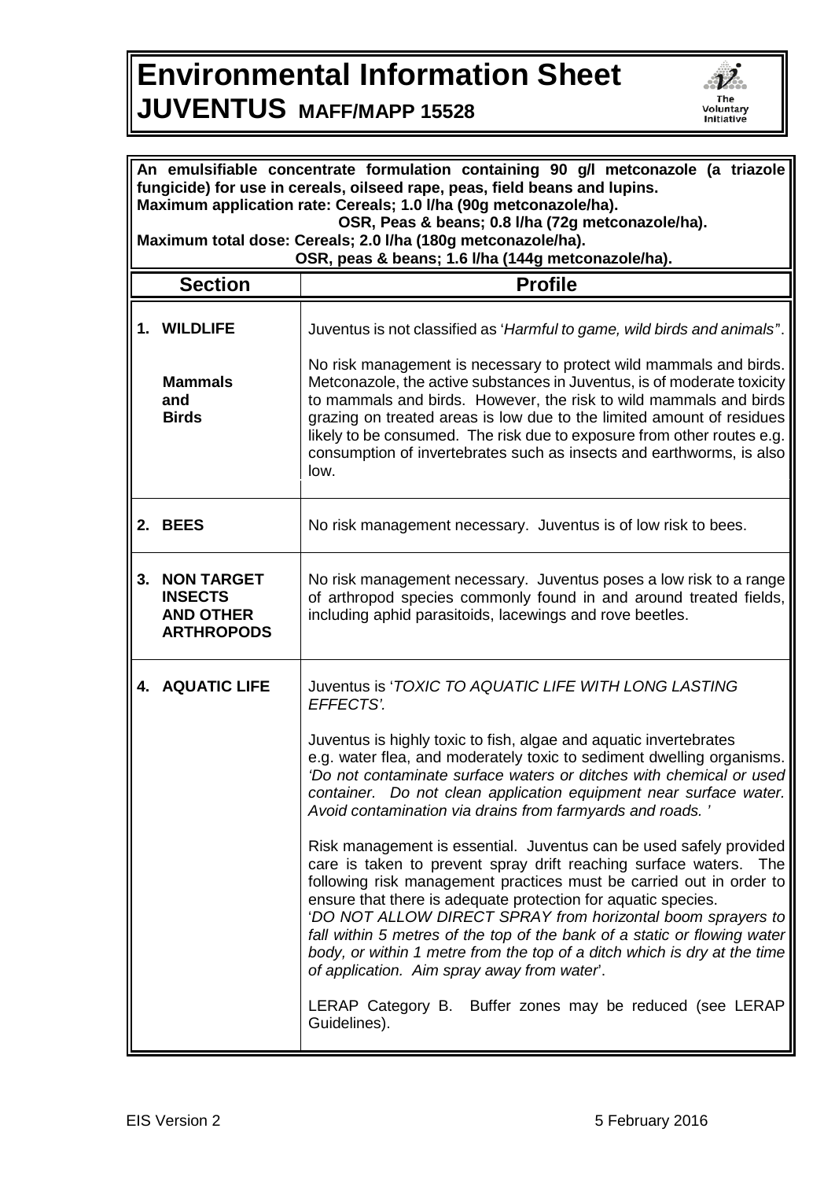# Environmental Information Sheet

## JUVENTUS MAFF/MAPP 15528

**An emulsifiable concentrate formulation containing 90 g/l metconazole (a triazole fungicide) for use in cereals, oilseed rape, peas, field beans and lupins.**
**Maximum application rate: Cereals; 1.0 l/ha (90g metconazole/ha).**
**OSR, Peas & beans; 0.8 l/ha (72g metconazole/ha).**
**Maximum total dose: Cereals; 2.0 l/ha (180g metconazole/ha).**
**OSR, peas & beans; 1.6 l/ha (144g metconazole/ha).**

| Section | Profile |
|---|---|
| **1. WILDLIFE**<br><br>**Mammals and Birds** | Juventus is not classified as '*Harmful to game, wild birds and animals*".<br><br>No risk management is necessary to protect wild mammals and birds. Metconazole, the active substances in Juventus, is of moderate toxicity to mammals and birds. However, the risk to wild mammals and birds grazing on treated areas is low due to the limited amount of residues likely to be consumed. The risk due to exposure from other routes e.g. consumption of invertebrates such as insects and earthworms, is also low. |
| **2. BEES** | No risk management necessary. Juventus is of low risk to bees. |
| **3. NON TARGET INSECTS AND OTHER ARTHROPODS** | No risk management necessary. Juventus poses a low risk to a range of arthropod species commonly found in and around treated fields, including aphid parasitoids, lacewings and rove beetles. |
| **4. AQUATIC LIFE** | Juventus is '*TOXIC TO AQUATIC LIFE WITH LONG LASTING EFFECTS'.*<br><br>Juventus is highly toxic to fish, algae and aquatic invertebrates e.g. water flea, and moderately toxic to sediment dwelling organisms. *'Do not contaminate surface waters or ditches with chemical or used container. Do not clean application equipment near surface water. Avoid contamination via drains from farmyards and roads. '*<br><br>Risk management is essential. Juventus can be used safely provided care is taken to prevent spray drift reaching surface waters. The following risk management practices must be carried out in order to ensure that there is adequate protection for aquatic species.<br>'*DO NOT ALLOW DIRECT SPRAY from horizontal boom sprayers to fall within 5 metres of the top of the bank of a static or flowing water body, or within 1 metre from the top of a ditch which is dry at the time of application. Aim spray away from water*'.<br><br>LERAP Category B. Buffer zones may be reduced (see LERAP Guidelines). |

EIS Version 2 5 February 2016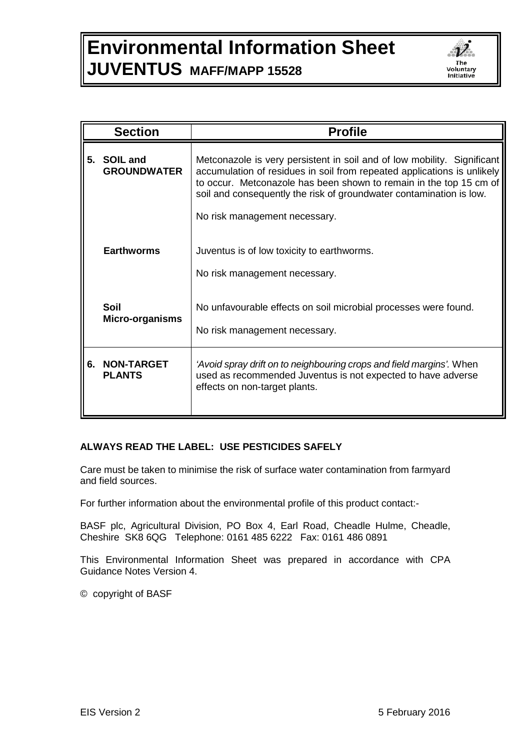# Environmental Information Sheet

## JUVENTUS MAFF/MAPP 15528

| Section | Profile |
|---|---|
| **5. SOIL and GROUNDWATER** | Metconazole is very persistent in soil and of low mobility. Significant accumulation of residues in soil from repeated applications is unlikely to occur. Metconazole has been shown to remain in the top 15 cm of soil and consequently the risk of groundwater contamination is low.<br><br>No risk management necessary. |
| **Earthworms** | Juventus is of low toxicity to earthworms.<br><br>No risk management necessary. |
| **Soil Micro-organisms** | No unfavourable effects on soil microbial processes were found.<br><br>No risk management necessary. |
| **6. NON-TARGET PLANTS** | *'Avoid spray drift on to neighbouring crops and field margins'.* When used as recommended Juventus is not expected to have adverse effects on non-target plants. |

**ALWAYS READ THE LABEL: USE PESTICIDES SAFELY**

Care must be taken to minimise the risk of surface water contamination from farmyard and field sources.

For further information about the environmental profile of this product contact:-

BASF plc, Agricultural Division, PO Box 4, Earl Road, Cheadle Hulme, Cheadle, Cheshire SK8 6QG Telephone: 0161 485 6222 Fax: 0161 486 0891

This Environmental Information Sheet was prepared in accordance with CPA Guidance Notes Version 4.

© copyright of BASF

EIS Version 2 5 February 2016